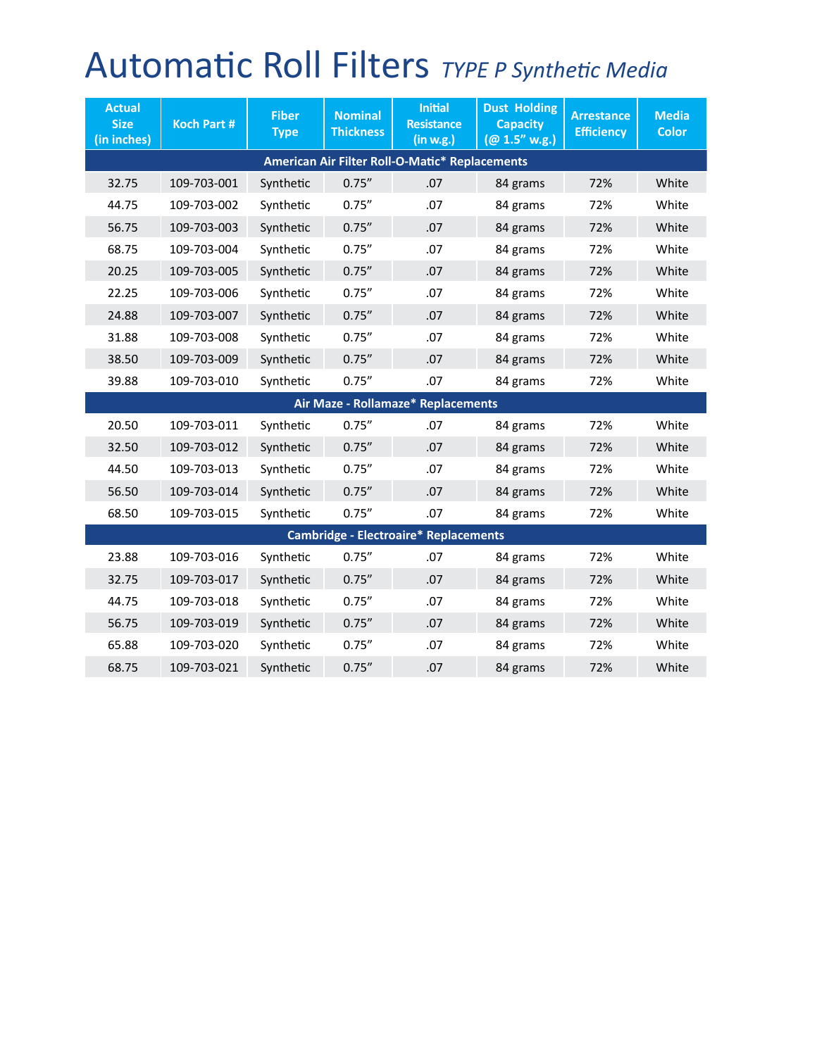# Automatic Roll Filters *TYPE P Synthetic Media*

| Actual Size (in inches) | Koch Part # | Fiber Type | Nominal Thickness | Initial Resistance (in w.g.) | Dust Holding Capacity (@ 1.5” w.g.) | Arrestance Efficiency | Media Color |
|---|---|---|---|---|---|---|---|
| **American Air Filter Roll-O-Matic* Replacements** | | | | | | | |
| 32.75 | 109-703-001 | Synthetic | 0.75” | .07 | 84 grams | 72% | White |
| 44.75 | 109-703-002 | Synthetic | 0.75” | .07 | 84 grams | 72% | White |
| 56.75 | 109-703-003 | Synthetic | 0.75” | .07 | 84 grams | 72% | White |
| 68.75 | 109-703-004 | Synthetic | 0.75” | .07 | 84 grams | 72% | White |
| 20.25 | 109-703-005 | Synthetic | 0.75” | .07 | 84 grams | 72% | White |
| 22.25 | 109-703-006 | Synthetic | 0.75” | .07 | 84 grams | 72% | White |
| 24.88 | 109-703-007 | Synthetic | 0.75” | .07 | 84 grams | 72% | White |
| 31.88 | 109-703-008 | Synthetic | 0.75” | .07 | 84 grams | 72% | White |
| 38.50 | 109-703-009 | Synthetic | 0.75” | .07 | 84 grams | 72% | White |
| 39.88 | 109-703-010 | Synthetic | 0.75” | .07 | 84 grams | 72% | White |
| **Air Maze - Rollamaze* Replacements** | | | | | | | |
| 20.50 | 109-703-011 | Synthetic | 0.75” | .07 | 84 grams | 72% | White |
| 32.50 | 109-703-012 | Synthetic | 0.75” | .07 | 84 grams | 72% | White |
| 44.50 | 109-703-013 | Synthetic | 0.75” | .07 | 84 grams | 72% | White |
| 56.50 | 109-703-014 | Synthetic | 0.75” | .07 | 84 grams | 72% | White |
| 68.50 | 109-703-015 | Synthetic | 0.75” | .07 | 84 grams | 72% | White |
| **Cambridge - Electroaire* Replacements** | | | | | | | |
| 23.88 | 109-703-016 | Synthetic | 0.75” | .07 | 84 grams | 72% | White |
| 32.75 | 109-703-017 | Synthetic | 0.75” | .07 | 84 grams | 72% | White |
| 44.75 | 109-703-018 | Synthetic | 0.75” | .07 | 84 grams | 72% | White |
| 56.75 | 109-703-019 | Synthetic | 0.75” | .07 | 84 grams | 72% | White |
| 65.88 | 109-703-020 | Synthetic | 0.75” | .07 | 84 grams | 72% | White |
| 68.75 | 109-703-021 | Synthetic | 0.75” | .07 | 84 grams | 72% | White |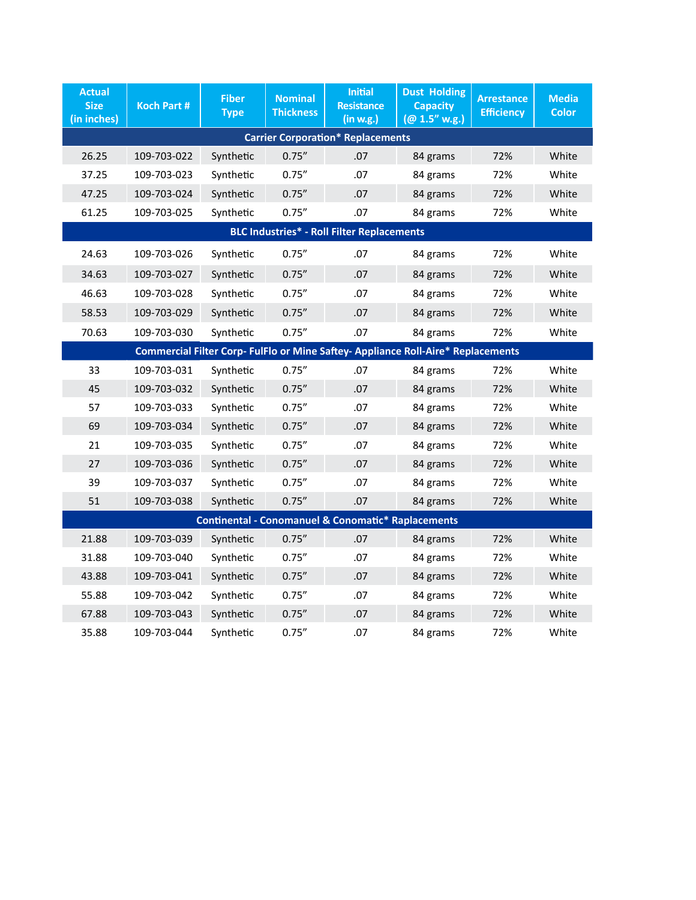| Actual Size (in inches) | Koch Part # | Fiber Type | Nominal Thickness | Initial Resistance (in w.g.) | Dust Holding Capacity (@ 1.5" w.g.) | Arrestance Efficiency | Media Color |
|---|---|---|---|---|---|---|---|
| **Carrier Corporation* Replacements** | | | | | | | |
| 26.25 | 109-703-022 | Synthetic | 0.75" | .07 | 84 grams | 72% | White |
| 37.25 | 109-703-023 | Synthetic | 0.75" | .07 | 84 grams | 72% | White |
| 47.25 | 109-703-024 | Synthetic | 0.75" | .07 | 84 grams | 72% | White |
| 61.25 | 109-703-025 | Synthetic | 0.75" | .07 | 84 grams | 72% | White |
| **BLC Industries* - Roll Filter Replacements** | | | | | | | |
| 24.63 | 109-703-026 | Synthetic | 0.75" | .07 | 84 grams | 72% | White |
| 34.63 | 109-703-027 | Synthetic | 0.75" | .07 | 84 grams | 72% | White |
| 46.63 | 109-703-028 | Synthetic | 0.75" | .07 | 84 grams | 72% | White |
| 58.53 | 109-703-029 | Synthetic | 0.75" | .07 | 84 grams | 72% | White |
| 70.63 | 109-703-030 | Synthetic | 0.75" | .07 | 84 grams | 72% | White |
| **Commercial Filter Corp- FulFlo or Mine Saftey- Appliance Roll-Aire* Replacements** | | | | | | | |
| 33 | 109-703-031 | Synthetic | 0.75" | .07 | 84 grams | 72% | White |
| 45 | 109-703-032 | Synthetic | 0.75" | .07 | 84 grams | 72% | White |
| 57 | 109-703-033 | Synthetic | 0.75" | .07 | 84 grams | 72% | White |
| 69 | 109-703-034 | Synthetic | 0.75" | .07 | 84 grams | 72% | White |
| 21 | 109-703-035 | Synthetic | 0.75" | .07 | 84 grams | 72% | White |
| 27 | 109-703-036 | Synthetic | 0.75" | .07 | 84 grams | 72% | White |
| 39 | 109-703-037 | Synthetic | 0.75" | .07 | 84 grams | 72% | White |
| 51 | 109-703-038 | Synthetic | 0.75" | .07 | 84 grams | 72% | White |
| **Continental - Conomanuel & Conomatic* Raplacements** | | | | | | | |
| 21.88 | 109-703-039 | Synthetic | 0.75" | .07 | 84 grams | 72% | White |
| 31.88 | 109-703-040 | Synthetic | 0.75" | .07 | 84 grams | 72% | White |
| 43.88 | 109-703-041 | Synthetic | 0.75" | .07 | 84 grams | 72% | White |
| 55.88 | 109-703-042 | Synthetic | 0.75" | .07 | 84 grams | 72% | White |
| 67.88 | 109-703-043 | Synthetic | 0.75" | .07 | 84 grams | 72% | White |
| 35.88 | 109-703-044 | Synthetic | 0.75" | .07 | 84 grams | 72% | White |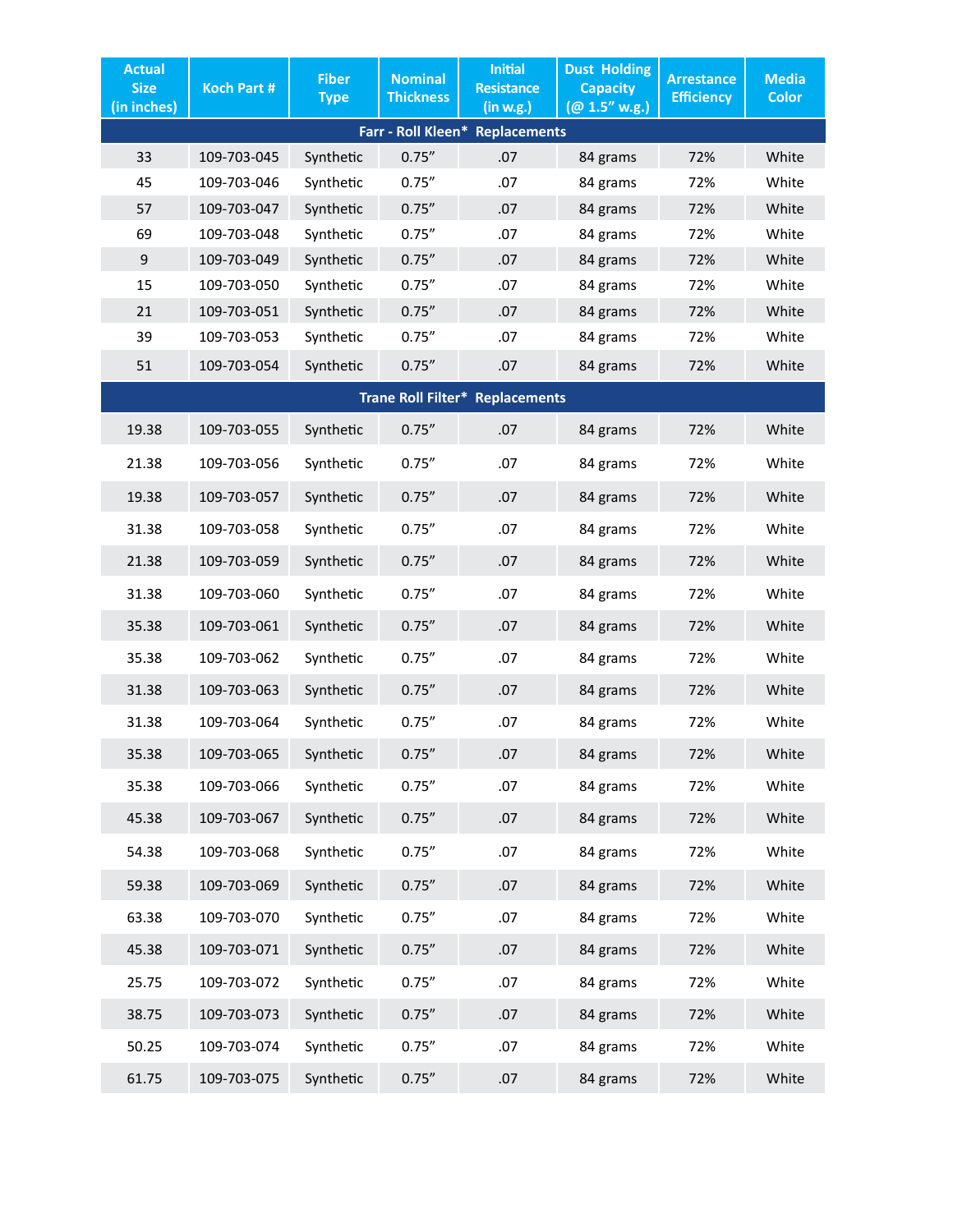| Actual Size (in inches) | Koch Part # | Fiber Type | Nominal Thickness | Initial Resistance (in w.g.) | Dust Holding Capacity (@ 1.5" w.g.) | Arrestance Efficiency | Media Color |
|---|---|---|---|---|---|---|---|
| **Farr - Roll Kleen* Replacements** | | | | | | | |
| 33 | 109-703-045 | Synthetic | 0.75" | .07 | 84 grams | 72% | White |
| 45 | 109-703-046 | Synthetic | 0.75" | .07 | 84 grams | 72% | White |
| 57 | 109-703-047 | Synthetic | 0.75" | .07 | 84 grams | 72% | White |
| 69 | 109-703-048 | Synthetic | 0.75" | .07 | 84 grams | 72% | White |
| 9 | 109-703-049 | Synthetic | 0.75" | .07 | 84 grams | 72% | White |
| 15 | 109-703-050 | Synthetic | 0.75" | .07 | 84 grams | 72% | White |
| 21 | 109-703-051 | Synthetic | 0.75" | .07 | 84 grams | 72% | White |
| 39 | 109-703-053 | Synthetic | 0.75" | .07 | 84 grams | 72% | White |
| 51 | 109-703-054 | Synthetic | 0.75" | .07 | 84 grams | 72% | White |
| **Trane Roll Filter* Replacements** | | | | | | | |
| 19.38 | 109-703-055 | Synthetic | 0.75" | .07 | 84 grams | 72% | White |
| 21.38 | 109-703-056 | Synthetic | 0.75" | .07 | 84 grams | 72% | White |
| 19.38 | 109-703-057 | Synthetic | 0.75" | .07 | 84 grams | 72% | White |
| 31.38 | 109-703-058 | Synthetic | 0.75" | .07 | 84 grams | 72% | White |
| 21.38 | 109-703-059 | Synthetic | 0.75" | .07 | 84 grams | 72% | White |
| 31.38 | 109-703-060 | Synthetic | 0.75" | .07 | 84 grams | 72% | White |
| 35.38 | 109-703-061 | Synthetic | 0.75" | .07 | 84 grams | 72% | White |
| 35.38 | 109-703-062 | Synthetic | 0.75" | .07 | 84 grams | 72% | White |
| 31.38 | 109-703-063 | Synthetic | 0.75" | .07 | 84 grams | 72% | White |
| 31.38 | 109-703-064 | Synthetic | 0.75" | .07 | 84 grams | 72% | White |
| 35.38 | 109-703-065 | Synthetic | 0.75" | .07 | 84 grams | 72% | White |
| 35.38 | 109-703-066 | Synthetic | 0.75" | .07 | 84 grams | 72% | White |
| 45.38 | 109-703-067 | Synthetic | 0.75" | .07 | 84 grams | 72% | White |
| 54.38 | 109-703-068 | Synthetic | 0.75" | .07 | 84 grams | 72% | White |
| 59.38 | 109-703-069 | Synthetic | 0.75" | .07 | 84 grams | 72% | White |
| 63.38 | 109-703-070 | Synthetic | 0.75" | .07 | 84 grams | 72% | White |
| 45.38 | 109-703-071 | Synthetic | 0.75" | .07 | 84 grams | 72% | White |
| 25.75 | 109-703-072 | Synthetic | 0.75" | .07 | 84 grams | 72% | White |
| 38.75 | 109-703-073 | Synthetic | 0.75" | .07 | 84 grams | 72% | White |
| 50.25 | 109-703-074 | Synthetic | 0.75" | .07 | 84 grams | 72% | White |
| 61.75 | 109-703-075 | Synthetic | 0.75" | .07 | 84 grams | 72% | White |